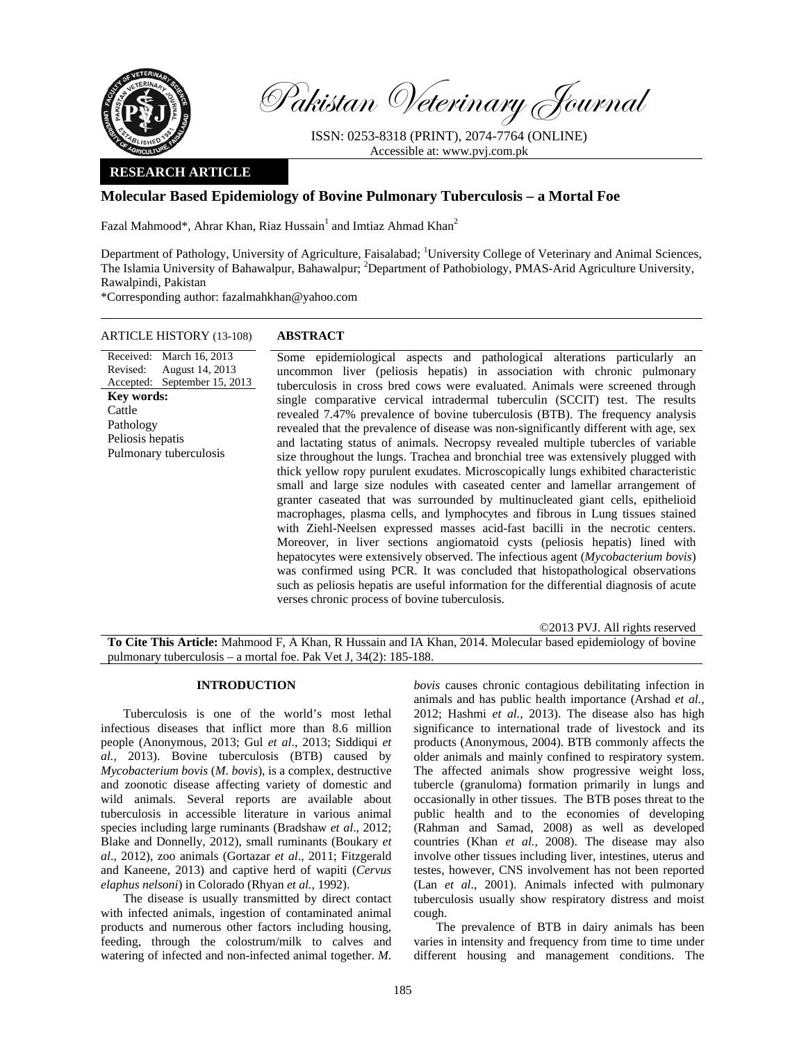Pakistan Veterinary Journal

ISSN: 0253-8318 (PRINT), 2074-7764 (ONLINE)
Accessible at: www.pvj.com.pk

**RESEARCH ARTICLE**

# Molecular Based Epidemiology of Bovine Pulmonary Tuberculosis – a Mortal Foe

Fazal Mahmood*, Ahrar Khan, Riaz Hussain[1] and Imtiaz Ahmad Khan[2]

Department of Pathology, University of Agriculture, Faisalabad; [1]University College of Veterinary and Animal Sciences, The Islamia University of Bahawalpur, Bahawalpur; [2]Department of Pathobiology, PMAS-Arid Agriculture University, Rawalpindi, Pakistan

*Corresponding author: fazalmahkhan@yahoo.com

**ARTICLE HISTORY** (13-108)

Received: March 16, 2013
Revised: August 14, 2013
Accepted: September 15, 2013

**Key words:**
Cattle
Pathology
Peliosis hepatis
Pulmonary tuberculosis

## ABSTRACT

Some epidemiological aspects and pathological alterations particularly an uncommon liver (peliosis hepatis) in association with chronic pulmonary tuberculosis in cross bred cows were evaluated. Animals were screened through single comparative cervical intradermal tuberculin (SCCIT) test. The results revealed 7.47% prevalence of bovine tuberculosis (BTB). The frequency analysis revealed that the prevalence of disease was non-significantly different with age, sex and lactating status of animals. Necropsy revealed multiple tubercles of variable size throughout the lungs. Trachea and bronchial tree was extensively plugged with thick yellow ropy purulent exudates. Microscopically lungs exhibited characteristic small and large size nodules with caseated center and lamellar arrangement of granter caseated that was surrounded by multinucleated giant cells, epithelioid macrophages, plasma cells, and lymphocytes and fibrous in Lung tissues stained with Ziehl-Neelsen expressed masses acid-fast bacilli in the necrotic centers. Moreover, in liver sections angiomatoid cysts (peliosis hepatis) lined with hepatocytes were extensively observed. The infectious agent (*Mycobacterium bovis*) was confirmed using PCR. It was concluded that histopathological observations such as peliosis hepatis are useful information for the differential diagnosis of acute verses chronic process of bovine tuberculosis.

©2013 PVJ. All rights reserved

**To Cite This Article:** Mahmood F, A Khan, R Hussain and IA Khan, 2014. Molecular based epidemiology of bovine pulmonary tuberculosis – a mortal foe. Pak Vet J, 34(2): 185-188.

## INTRODUCTION

Tuberculosis is one of the world's most lethal infectious diseases that inflict more than 8.6 million people (Anonymous, 2013; Gul *et al*., 2013; Siddiqui *et al.,* 2013). Bovine tuberculosis (BTB) caused by *Mycobacterium bovis* (*M. bovis*), is a complex, destructive and zoonotic disease affecting variety of domestic and wild animals. Several reports are available about tuberculosis in accessible literature in various animal species including large ruminants (Bradshaw *et al*., 2012; Blake and Donnelly, 2012), small ruminants (Boukary *et al*., 2012), zoo animals (Gortazar *et al*., 2011; Fitzgerald and Kaneene, 2013) and captive herd of wapiti (*Cervus elaphus nelsoni*) in Colorado (Rhyan *et al.,* 1992).

The disease is usually transmitted by direct contact with infected animals, ingestion of contaminated animal products and numerous other factors including housing, feeding, through the colostrum/milk to calves and watering of infected and non-infected animal together. *M. bovis* causes chronic contagious debilitating infection in animals and has public health importance (Arshad *et al.,* 2012; Hashmi *et al.,* 2013). The disease also has high significance to international trade of livestock and its products (Anonymous, 2004). BTB commonly affects the older animals and mainly confined to respiratory system. The affected animals show progressive weight loss, tubercle (granuloma) formation primarily in lungs and occasionally in other tissues. The BTB poses threat to the public health and to the economies of developing (Rahman and Samad, 2008) as well as developed countries (Khan *et al.,* 2008). The disease may also involve other tissues including liver, intestines, uterus and testes, however, CNS involvement has not been reported (Lan *et al*., 2001). Animals infected with pulmonary tuberculosis usually show respiratory distress and moist cough.

The prevalence of BTB in dairy animals has been varies in intensity and frequency from time to time under different housing and management conditions. The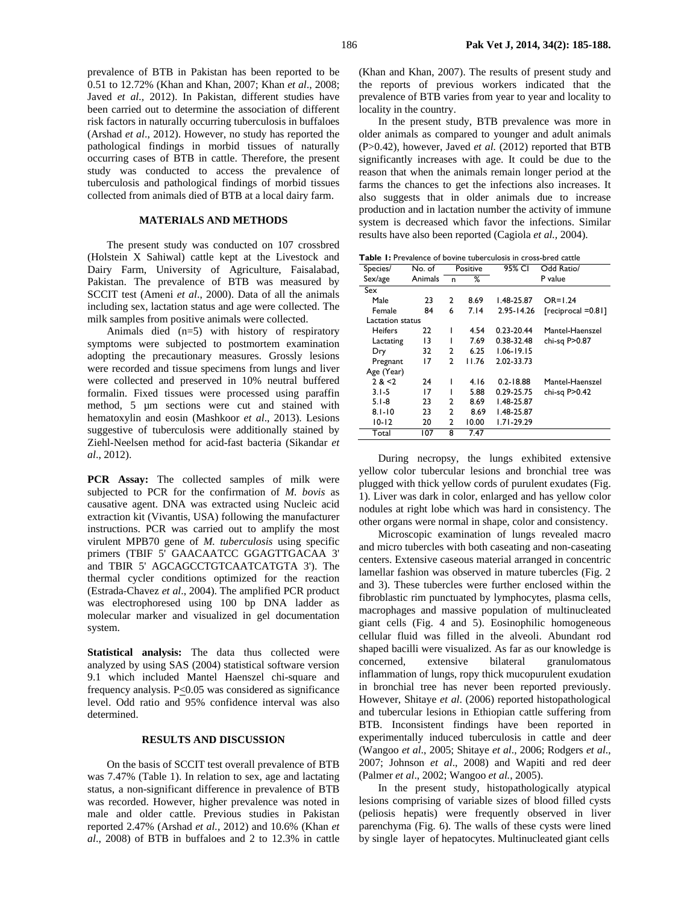prevalence of BTB in Pakistan has been reported to be 0.51 to 12.72% (Khan and Khan, 2007; Khan *et al*., 2008; Javed *et al*., 2012). In Pakistan, different studies have been carried out to determine the association of different risk factors in naturally occurring tuberculosis in buffaloes (Arshad *et al*., 2012). However, no study has reported the pathological findings in morbid tissues of naturally occurring cases of BTB in cattle. Therefore, the present study was conducted to access the prevalence of tuberculosis and pathological findings of morbid tissues collected from animals died of BTB at a local dairy farm.

## MATERIALS AND METHODS

The present study was conducted on 107 crossbred (Holstein X Sahiwal) cattle kept at the Livestock and Dairy Farm, University of Agriculture, Faisalabad, Pakistan. The prevalence of BTB was measured by SCCIT test (Ameni *et al*., 2000). Data of all the animals including sex, lactation status and age were collected. The milk samples from positive animals were collected.

Animals died (n=5) with history of respiratory symptoms were subjected to postmortem examination adopting the precautionary measures. Grossly lesions were recorded and tissue specimens from lungs and liver were collected and preserved in 10% neutral buffered formalin. Fixed tissues were processed using paraffin method, 5 µm sections were cut and stained with hematoxylin and eosin (Mashkoor *et al*., 2013). Lesions suggestive of tuberculosis were additionally stained by Ziehl-Neelsen method for acid-fast bacteria (Sikandar *et al*., 2012).

**PCR Assay:** The collected samples of milk were subjected to PCR for the confirmation of *M. bovis* as causative agent. DNA was extracted using Nucleic acid extraction kit (Vivantis, USA) following the manufacturer instructions. PCR was carried out to amplify the most virulent MPB70 gene of *M. tuberculosis* using specific primers (TBIF 5' GAACAATCC GGAGTTGACAA 3' and TBIR 5' AGCAGCCTGTCAATCATGTA 3'). The thermal cycler conditions optimized for the reaction (Estrada-Chavez *et al*., 2004). The amplified PCR product was electrophoresed using 100 bp DNA ladder as molecular marker and visualized in gel documentation system.

**Statistical analysis:** The data thus collected were analyzed by using SAS (2004) statistical software version 9.1 which included Mantel Haenszel chi-square and frequency analysis. $P \leq 0.05$ was considered as significance level. Odd ratio and 95% confidence interval was also determined.

## RESULTS AND DISCUSSION

On the basis of SCCIT test overall prevalence of BTB was 7.47% (Table 1). In relation to sex, age and lactating status, a non-significant difference in prevalence of BTB was recorded. However, higher prevalence was noted in male and older cattle. Previous studies in Pakistan reported 2.47% (Arshad *et al.*, 2012) and 10.6% (Khan *et al*., 2008) of BTB in buffaloes and 2 to 12.3% in cattle (Khan and Khan, 2007). The results of present study and the reports of previous workers indicated that the prevalence of BTB varies from year to year and locality to locality in the country.

In the present study, BTB prevalence was more in older animals as compared to younger and adult animals ($P>0.42$), however, Javed *et al.* (2012) reported that BTB significantly increases with age. It could be due to the reason that when the animals remain longer period at the farms the chances to get the infections also increases. It also suggests that in older animals due to increase production and in lactation number the activity of immune system is decreased which favor the infections. Similar results have also been reported (Cagiola *et al.*, 2004).

**Table 1:** Prevalence of bovine tuberculosis in cross-bred cattle

| Species/ Sex/age | No. of Animals | Positive n | Positive % | 95% CI | Odd Ratio/ P value |
|---|---|---|---|---|---|
| Sex | | | | | |
| Male | 23 | 2 | 8.69 | 1.48-25.87 | OR=1.24 |
| Female | 84 | 6 | 7.14 | 2.95-14.26 | [reciprocal =0.81] |
| Lactation status | | | | | |
| Heifers | 22 | 1 | 4.54 | 0.23-20.44 | Mantel-Haenszel |
| Lactating | 13 | 1 | 7.69 | 0.38-32.48 | chi-sq P>0.87 |
| Dry | 32 | 2 | 6.25 | 1.06-19.15 | |
| Pregnant | 17 | 2 | 11.76 | 2.02-33.73 | |
| Age (Year) | | | | | |
| 2 & <2 | 24 | 1 | 4.16 | 0.2-18.88 | Mantel-Haenszel |
| 3.1-5 | 17 | 1 | 5.88 | 0.29-25.75 | chi-sq P>0.42 |
| 5.1-8 | 23 | 2 | 8.69 | 1.48-25.87 | |
| 8.1-10 | 23 | 2 | 8.69 | 1.48-25.87 | |
| 10-12 | 20 | 2 | 10.00 | 1.71-29.29 | |
| Total | 107 | 8 | 7.47 | | |

During necropsy, the lungs exhibited extensive yellow color tubercular lesions and bronchial tree was plugged with thick yellow cords of purulent exudates (Fig. 1). Liver was dark in color, enlarged and has yellow color nodules at right lobe which was hard in consistency. The other organs were normal in shape, color and consistency.

Microscopic examination of lungs revealed macro and micro tubercles with both caseating and non-caseating centers. Extensive caseous material arranged in concentric lamellar fashion was observed in mature tubercles (Fig. 2 and 3). These tubercles were further enclosed within the fibroblastic rim punctuated by lymphocytes, plasma cells, macrophages and massive population of multinucleated giant cells (Fig. 4 and 5). Eosinophilic homogeneous cellular fluid was filled in the alveoli. Abundant rod shaped bacilli were visualized. As far as our knowledge is concerned, extensive bilateral granulomatous inflammation of lungs, ropy thick mucopurulent exudation in bronchial tree has never been reported previously. However, Shitaye *et al*. (2006) reported histopathological and tubercular lesions in Ethiopian cattle suffering from BTB. Inconsistent findings have been reported in experimentally induced tuberculosis in cattle and deer (Wangoo *et al*., 2005; Shitaye *et al*., 2006; Rodgers *et al*., 2007; Johnson *et al*., 2008) and Wapiti and red deer (Palmer *et al*., 2002; Wangoo *et al.*, 2005).

In the present study, histopathologically atypical lesions comprising of variable sizes of blood filled cysts (peliosis hepatis) were frequently observed in liver parenchyma (Fig. 6). The walls of these cysts were lined by single layer of hepatocytes. Multinucleated giant cells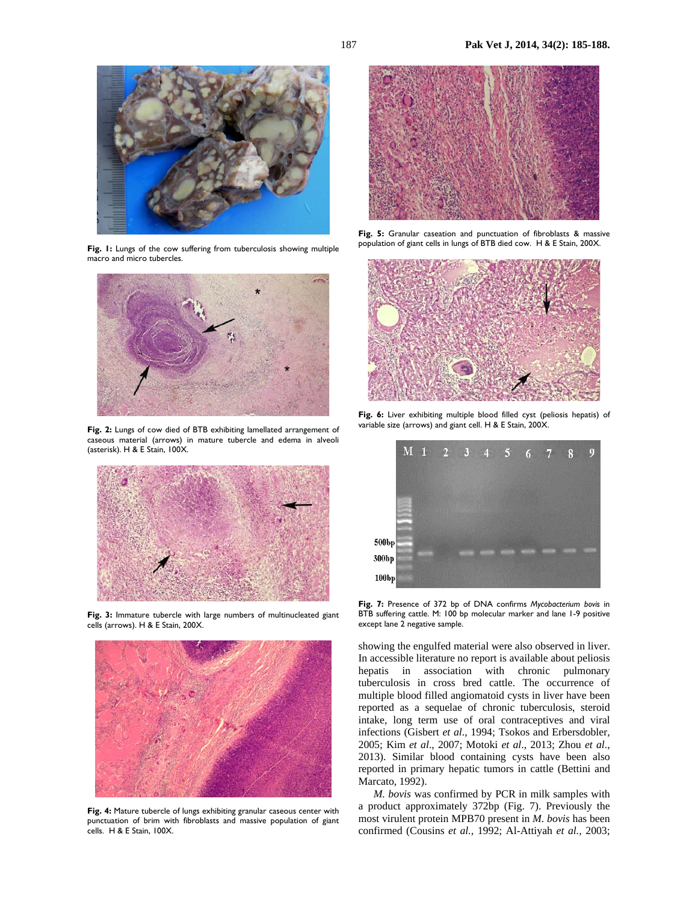Fig. 1: Lungs of the cow suffering from tuberculosis showing multiple macro and micro tubercles.

Fig. 2: Lungs of cow died of BTB exhibiting lamellated arrangement of caseous material (arrows) in mature tubercle and edema in alveoli (asterisk). H & E Stain, 100X.

Fig. 3: Immature tubercle with large numbers of multinucleated giant cells (arrows). H & E Stain, 200X.

Fig. 4: Mature tubercle of lungs exhibiting granular caseous center with punctuation of brim with fibroblasts and massive population of giant cells. H & E Stain, 100X.

Fig. 5: Granular caseation and punctuation of fibroblasts & massive population of giant cells in lungs of BTB died cow. H & E Stain, 200X.

Fig. 6: Liver exhibiting multiple blood filled cyst (peliosis hepatis) of variable size (arrows) and giant cell. H & E Stain, 200X.

M 1 2 3 4 5 6 7 8 9

500bp
300bp
100bp

Fig. 7: Presence of 372 bp of DNA confirms *Mycobacterium bovis* in BTB suffering cattle. M: 100 bp molecular marker and lane 1-9 positive except lane 2 negative sample.

showing the engulfed material were also observed in liver. In accessible literature no report is available about peliosis hepatis in association with chronic pulmonary tuberculosis in cross bred cattle. The occurrence of multiple blood filled angiomatoid cysts in liver have been reported as a sequelae of chronic tuberculosis, steroid intake, long term use of oral contraceptives and viral infections (Gisbert *et al*., 1994; Tsokos and Erbersdobler, 2005; Kim *et al*., 2007; Motoki *et al*., 2013; Zhou *et al*., 2013). Similar blood containing cysts have been also reported in primary hepatic tumors in cattle (Bettini and Marcato, 1992).

*M. bovis* was confirmed by PCR in milk samples with a product approximately 372bp (Fig. 7). Previously the most virulent protein MPB70 present in *M. bovis* has been confirmed (Cousins *et al.*, 1992; Al-Attiyah *et al.*, 2003;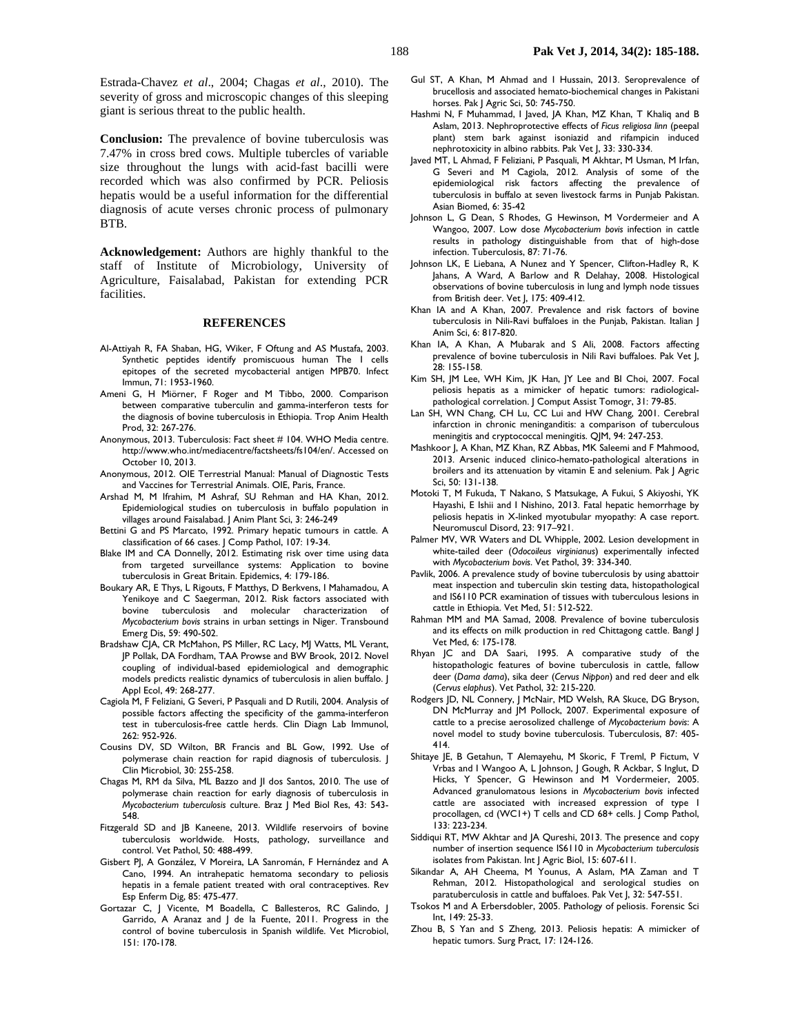Estrada-Chavez *et al*., 2004; Chagas *et al*., 2010). The severity of gross and microscopic changes of this sleeping giant is serious threat to the public health.

**Conclusion:** The prevalence of bovine tuberculosis was 7.47% in cross bred cows. Multiple tubercles of variable size throughout the lungs with acid-fast bacilli were recorded which was also confirmed by PCR. Peliosis hepatis would be a useful information for the differential diagnosis of acute verses chronic process of pulmonary BTB.

**Acknowledgement:** Authors are highly thankful to the staff of Institute of Microbiology, University of Agriculture, Faisalabad, Pakistan for extending PCR facilities.

## REFERENCES

Al-Attiyah R, FA Shaban, HG, Wiker, F Oftung and AS Mustafa, 2003. Synthetic peptides identify promiscuous human The 1 cells epitopes of the secreted mycobacterial antigen MPB70. Infect Immun, 71: 1953-1960.

Ameni G, H Miörner, F Roger and M Tibbo, 2000. Comparison between comparative tuberculin and gamma-interferon tests for the diagnosis of bovine tuberculosis in Ethiopia. Trop Anim Health Prod, 32: 267-276.

Anonymous, 2013. Tuberculosis: Fact sheet # 104. WHO Media centre. http://www.who.int/mediacentre/factsheets/fs104/en/. Accessed on October 10, 2013.

Anonymous, 2012. OIE Terrestrial Manual: Manual of Diagnostic Tests and Vaccines for Terrestrial Animals. OIE, Paris, France.

Arshad M, M Ifrahim, M Ashraf, SU Rehman and HA Khan, 2012. Epidemiological studies on tuberculosis in buffalo population in villages around Faisalabad. J Anim Plant Sci, 3: 246-249

Bettini G and PS Marcato, 1992. Primary hepatic tumours in cattle. A classification of 66 cases. J Comp Pathol, 107: 19-34.

Blake IM and CA Donnelly, 2012. Estimating risk over time using data from targeted surveillance systems: Application to bovine tuberculosis in Great Britain. Epidemics, 4: 179-186.

Boukary AR, E Thys, L Rigouts, F Matthys, D Berkvens, I Mahamadou, A Yenikoye and C Saegerman, 2012. Risk factors associated with bovine tuberculosis and molecular characterization of *Mycobacterium bovis* strains in urban settings in Niger. Transbound Emerg Dis, 59: 490-502.

Bradshaw CJA, CR McMahon, PS Miller, RC Lacy, MJ Watts, ML Verant, JP Pollak, DA Fordham, TAA Prowse and BW Brook, 2012. Novel coupling of individual-based epidemiological and demographic models predicts realistic dynamics of tuberculosis in alien buffalo. J Appl Ecol, 49: 268-277.

Cagiola M, F Feliziani, G Severi, P Pasquali and D Rutili, 2004. Analysis of possible factors affecting the specificity of the gamma-interferon test in tuberculosis-free cattle herds. Clin Diagn Lab Immunol, 262: 952-926.

Cousins DV, SD Wilton, BR Francis and BL Gow, 1992. Use of polymerase chain reaction for rapid diagnosis of tuberculosis. J Clin Microbiol, 30: 255-258.

Chagas M, RM da Silva, ML Bazzo and JI dos Santos, 2010. The use of polymerase chain reaction for early diagnosis of tuberculosis in *Mycobacterium tuberculosis* culture. Braz J Med Biol Res, 43: 543-548.

Fitzgerald SD and JB Kaneene, 2013. Wildlife reservoirs of bovine tuberculosis worldwide. Hosts, pathology, surveillance and control. Vet Pathol, 50: 488-499.

Gisbert PJ, A González, V Moreira, LA Sanromán, F Hernández and A Cano, 1994. An intrahepatic hematoma secondary to peliosis hepatis in a female patient treated with oral contraceptives. Rev Esp Enferm Dig, 85: 475-477.

Gortazar C, J Vicente, M Boadella, C Ballesteros, RC Galindo, J Garrido, A Aranaz and J de la Fuente, 2011. Progress in the control of bovine tuberculosis in Spanish wildlife. Vet Microbiol, 151: 170-178.

Gul ST, A Khan, M Ahmad and I Hussain, 2013. Seroprevalence of brucellosis and associated hemato-biochemical changes in Pakistani horses. Pak J Agric Sci, 50: 745-750.

Hashmi N, F Muhammad, I Javed, JA Khan, MZ Khan, T Khaliq and B Aslam, 2013. Nephroprotective effects of *Ficus religiosa linn* (peepal plant) stem bark against isoniazid and rifampicin induced nephrotoxicity in albino rabbits. Pak Vet J, 33: 330-334.

Javed MT, L Ahmad, F Feliziani, P Pasquali, M Akhtar, M Usman, M Irfan, G Severi and M Cagiola, 2012. Analysis of some of the epidemiological risk factors affecting the prevalence of tuberculosis in buffalo at seven livestock farms in Punjab Pakistan. Asian Biomed, 6: 35-42

Johnson L, G Dean, S Rhodes, G Hewinson, M Vordermeier and A Wangoo, 2007. Low dose *Mycobacterium bovis* infection in cattle results in pathology distinguishable from that of high-dose infection. Tuberculosis, 87: 71-76.

Johnson LK, E Liebana, A Nunez and Y Spencer, Clifton-Hadley R, K Jahans, A Ward, A Barlow and R Delahay, 2008. Histological observations of bovine tuberculosis in lung and lymph node tissues from British deer. Vet J, 175: 409-412.

Khan IA and A Khan, 2007. Prevalence and risk factors of bovine tuberculosis in Nili-Ravi buffaloes in the Punjab, Pakistan. Italian J Anim Sci, 6: 817-820.

Khan IA, A Khan, A Mubarak and S Ali, 2008. Factors affecting prevalence of bovine tuberculosis in Nili Ravi buffaloes. Pak Vet J, 28: 155-158.

Kim SH, JM Lee, WH Kim, JK Han, JY Lee and BI Choi, 2007. Focal peliosis hepatis as a mimicker of hepatic tumors: radiological-pathological correlation. J Comput Assist Tomogr, 31: 79-85.

Lan SH, WN Chang, CH Lu, CC Lui and HW Chang, 2001. Cerebral infarction in chronic meninganditis: a comparison of tuberculous meningitis and cryptococcal meningitis. QJM, 94: 247-253.

Mashkoor J, A Khan, MZ Khan, RZ Abbas, MK Saleemi and F Mahmood, 2013. Arsenic induced clinico-hemato-pathological alterations in broilers and its attenuation by vitamin E and selenium. Pak J Agric Sci, 50: 131-138.

Motoki T, M Fukuda, T Nakano, S Matsukage, A Fukui, S Akiyoshi, YK Hayashi, E Ishii and I Nishino, 2013. Fatal hepatic hemorrhage by peliosis hepatis in X-linked myotubular myopathy: A case report. Neuromuscul Disord, 23: 917–921.

Palmer MV, WR Waters and DL Whipple, 2002. Lesion development in white-tailed deer (*Odocoileus virginianus*) experimentally infected with *Mycobacterium bovis*. Vet Pathol, 39: 334-340.

Pavlik, 2006. A prevalence study of bovine tuberculosis by using abattoir meat inspection and tuberculin skin testing data, histopathological and IS6110 PCR examination of tissues with tuberculous lesions in cattle in Ethiopia. Vet Med, 51: 512-522.

Rahman MM and MA Samad, 2008. Prevalence of bovine tuberculosis and its effects on milk production in red Chittagong cattle. Bangl J Vet Med, 6: 175-178.

Rhyan JC and DA Saari, 1995. A comparative study of the histopathologic features of bovine tuberculosis in cattle, fallow deer (*Dama dama*), sika deer (*Cervus Nippon*) and red deer and elk (*Cervus elaphus*). Vet Pathol, 32: 215-220.

Rodgers JD, NL Connery, J McNair, MD Welsh, RA Skuce, DG Bryson, DN McMurray and JM Pollock, 2007. Experimental exposure of cattle to a precise aerosolized challenge of *Mycobacterium bovis*: A novel model to study bovine tuberculosis. Tuberculosis, 87: 405-414.

Shitaye JE, B Getahun, T Alemayehu, M Skoric, F Treml, P Fictum, V Vrbas and I Wangoo A, L Johnson, J Gough, R Ackbar, S Inglut, D Hicks, Y Spencer, G Hewinson and M Vordermeier, 2005. Advanced granulomatous lesions in *Mycobacterium bovis* infected cattle are associated with increased expression of type I procollagen, cd (WC1+) T cells and CD 68+ cells. J Comp Pathol, 133: 223-234.

Siddiqui RT, MW Akhtar and JA Qureshi, 2013. The presence and copy number of insertion sequence IS6110 in *Mycobacterium tuberculosis* isolates from Pakistan. Int J Agric Biol, 15: 607-611.

Sikandar A, AH Cheema, M Younus, A Aslam, MA Zaman and T Rehman, 2012. Histopathological and serological studies on paratuberculosis in cattle and buffaloes. Pak Vet J, 32: 547-551.

Tsokos M and A Erbersdobler, 2005. Pathology of peliosis. Forensic Sci Int, 149: 25-33.

Zhou B, S Yan and S Zheng, 2013. Peliosis hepatis: A mimicker of hepatic tumors. Surg Pract, 17: 124-126.